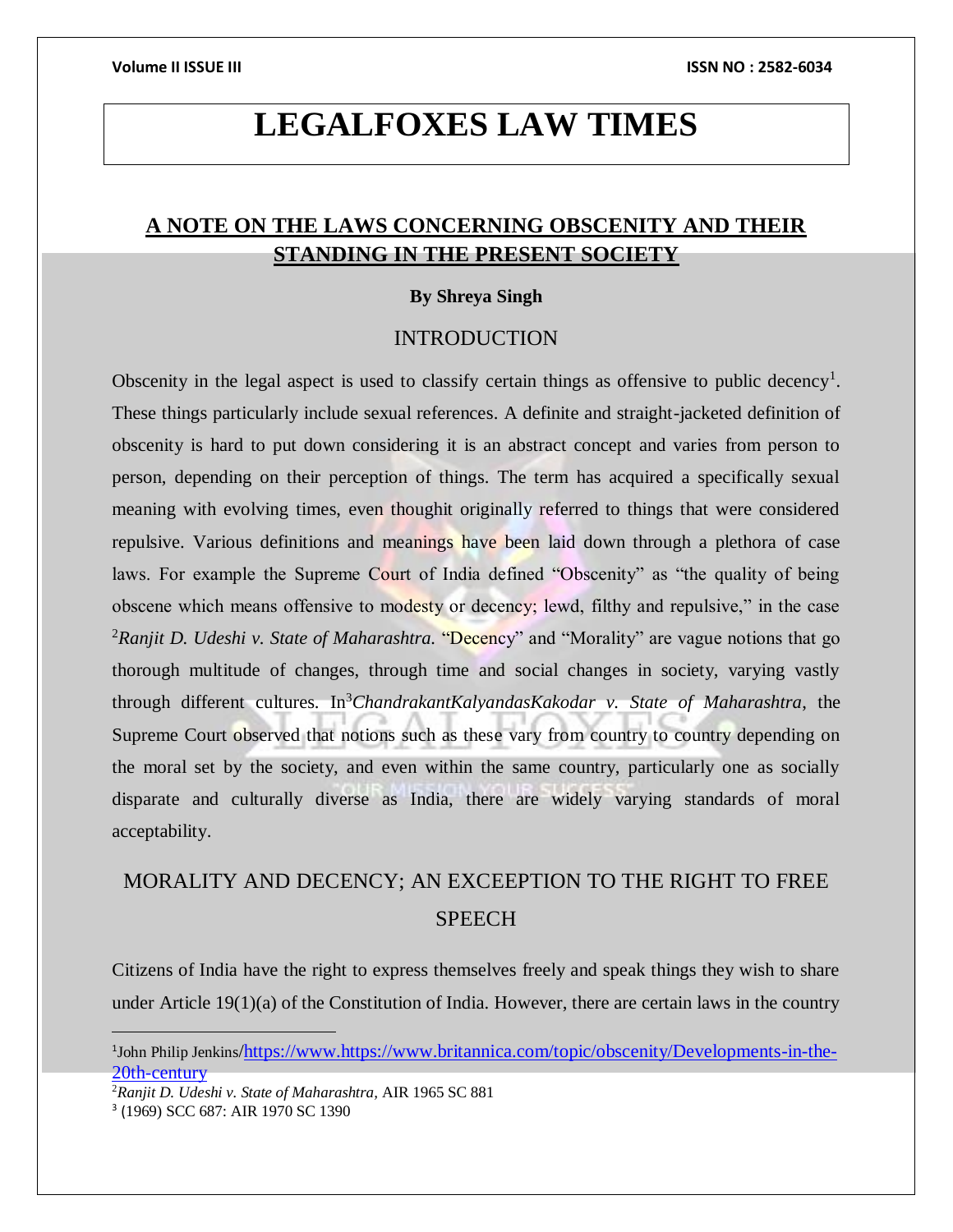# LEGALFOXES LAW TIMES

## A NOTE ON THE LAWS CONCERNING OBSCENITY AND THEIR STANDING IN THE PRESENT SOCIETY

**By Shreya Singh**

### INTRODUCTION

Obscenity in the legal aspect is used to classify certain things as offensive to public decency[1]. These things particularly include sexual references. A definite and straight-jacketed definition of obscenity is hard to put down considering it is an abstract concept and varies from person to person, depending on their perception of things. The term has acquired a specifically sexual meaning with evolving times, even thought originally referred to things that were considered repulsive. Various definitions and meanings have been laid down through a plethora of case laws. For example the Supreme Court of India defined "Obscenity" as "the quality of being obscene which means offensive to modesty or decency; lewd, filthy and repulsive," in the case [2]*Ranjit D. Udeshi v. State of Maharashtra*. "Decency" and "Morality" are vague notions that go thorough multitude of changes, through time and social changes in society, varying vastly through different cultures. In[3]*ChandrakantKalyandasKakodar v. State of Maharashtra,* the Supreme Court observed that notions such as these vary from country to country depending on the moral set by the society, and even within the same country, particularly one as socially disparate and culturally diverse as India, there are widely varying standards of moral acceptability.

### MORALITY AND DECENCY; AN EXCEEPTION TO THE RIGHT TO FREE SPEECH

Citizens of India have the right to express themselves freely and speak things they wish to share under Article 19(1)(a) of the Constitution of India. However, there are certain laws in the country

---

[1]John Philip Jenkins/https://www.https://www.britannica.com/topic/obscenity/Developments-in-the-20th-century

[2]*Ranjit D. Udeshi v. State of Maharashtra,* AIR 1965 SC 881

[3] (1969) SCC 687: AIR 1970 SC 1390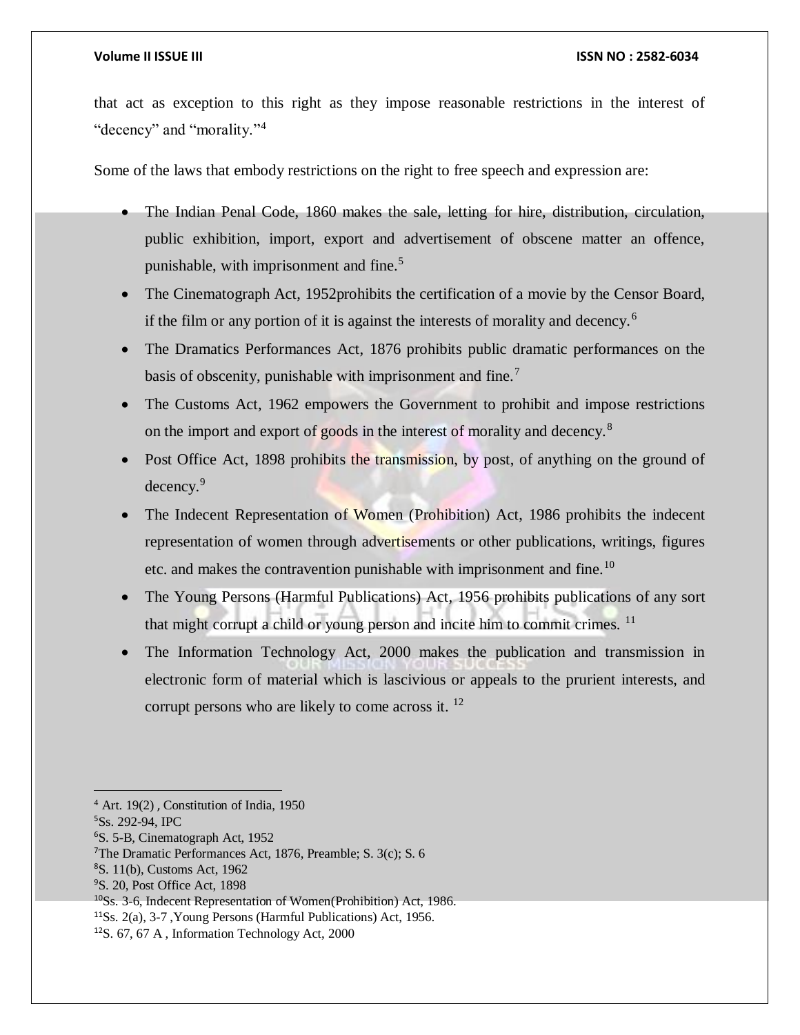that act as exception to this right as they impose reasonable restrictions in the interest of "decency" and "morality."[4]

Some of the laws that embody restrictions on the right to free speech and expression are:

- The Indian Penal Code, 1860 makes the sale, letting for hire, distribution, circulation, public exhibition, import, export and advertisement of obscene matter an offence, punishable, with imprisonment and fine.[5]
- The Cinematograph Act, 1952prohibits the certification of a movie by the Censor Board, if the film or any portion of it is against the interests of morality and decency.[6]
- The Dramatics Performances Act, 1876 prohibits public dramatic performances on the basis of obscenity, punishable with imprisonment and fine.[7]
- The Customs Act, 1962 empowers the Government to prohibit and impose restrictions on the import and export of goods in the interest of morality and decency.[8]
- Post Office Act, 1898 prohibits the transmission, by post, of anything on the ground of decency.[9]
- The Indecent Representation of Women (Prohibition) Act, 1986 prohibits the indecent representation of women through advertisements or other publications, writings, figures etc. and makes the contravention punishable with imprisonment and fine.[10]
- The Young Persons (Harmful Publications) Act, 1956 prohibits publications of any sort that might corrupt a child or young person and incite him to commit crimes. [11]
- The Information Technology Act, 2000 makes the publication and transmission in electronic form of material which is lascivious or appeals to the prurient interests, and corrupt persons who are likely to come across it. [12]

---

[4] Art. 19(2) , Constitution of India, 1950

[5] Ss. 292-94, IPC

[6] S. 5-B, Cinematograph Act, 1952

[7] The Dramatic Performances Act, 1876, Preamble; S. 3(c); S. 6

[8] S. 11(b), Customs Act, 1962

[9] S. 20, Post Office Act, 1898

[10] Ss. 3-6, Indecent Representation of Women(Prohibition) Act, 1986.

[11] Ss. 2(a), 3-7 ,Young Persons (Harmful Publications) Act, 1956.

[12] S. 67, 67 A , Information Technology Act, 2000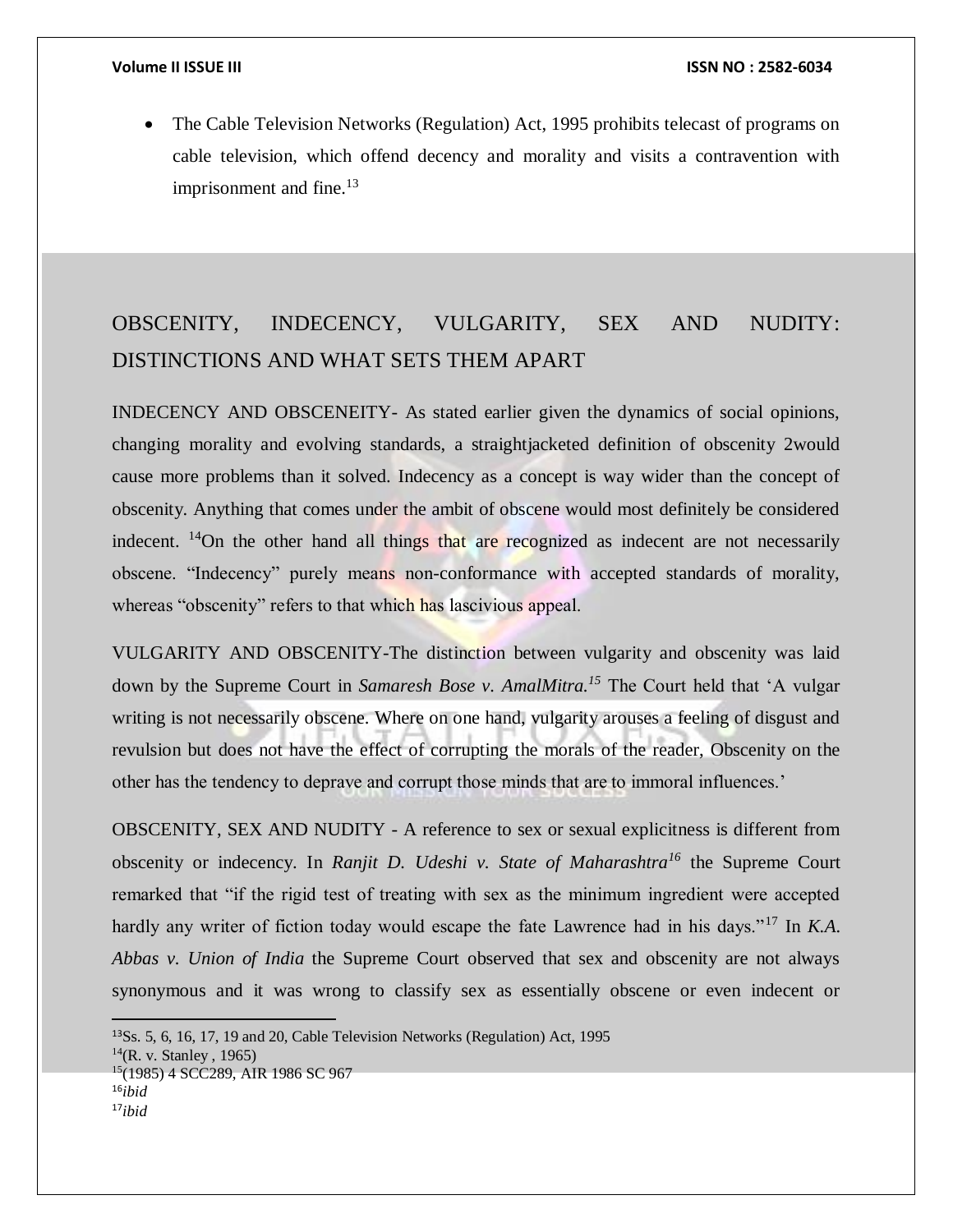- The Cable Television Networks (Regulation) Act, 1995 prohibits telecast of programs on cable television, which offend decency and morality and visits a contravention with imprisonment and fine.[13]

## OBSCENITY, INDECENCY, VULGARITY, SEX AND NUDITY: DISTINCTIONS AND WHAT SETS THEM APART

INDECENCY AND OBSCENEITY- As stated earlier given the dynamics of social opinions, changing morality and evolving standards, a straightjacketed definition of obscenity 2would cause more problems than it solved. Indecency as a concept is way wider than the concept of obscenity. Anything that comes under the ambit of obscene would most definitely be considered indecent. [14]On the other hand all things that are recognized as indecent are not necessarily obscene. "Indecency" purely means non-conformance with accepted standards of morality, whereas "obscenity" refers to that which has lascivious appeal.

VULGARITY AND OBSCENITY-The distinction between vulgarity and obscenity was laid down by the Supreme Court in *Samaresh Bose v. AmalMitra.*[15] The Court held that 'A vulgar writing is not necessarily obscene. Where on one hand, vulgarity arouses a feeling of disgust and revulsion but does not have the effect of corrupting the morals of the reader, Obscenity on the other has the tendency to deprave and corrupt those minds that are to immoral influences.'

OBSCENITY, SEX AND NUDITY - A reference to sex or sexual explicitness is different from obscenity or indecency. In *Ranjit D. Udeshi v. State of Maharashtra*[16] the Supreme Court remarked that "if the rigid test of treating with sex as the minimum ingredient were accepted hardly any writer of fiction today would escape the fate Lawrence had in his days."[17] In *K.A. Abbas v. Union of India* the Supreme Court observed that sex and obscenity are not always synonymous and it was wrong to classify sex as essentially obscene or even indecent or

---

[13]Ss. 5, 6, 16, 17, 19 and 20, Cable Television Networks (Regulation) Act, 1995

[14](R. v. Stanley , 1965)

[15](1985) 4 SCC289, AIR 1986 SC 967

[16]*ibid*

[17]*ibid*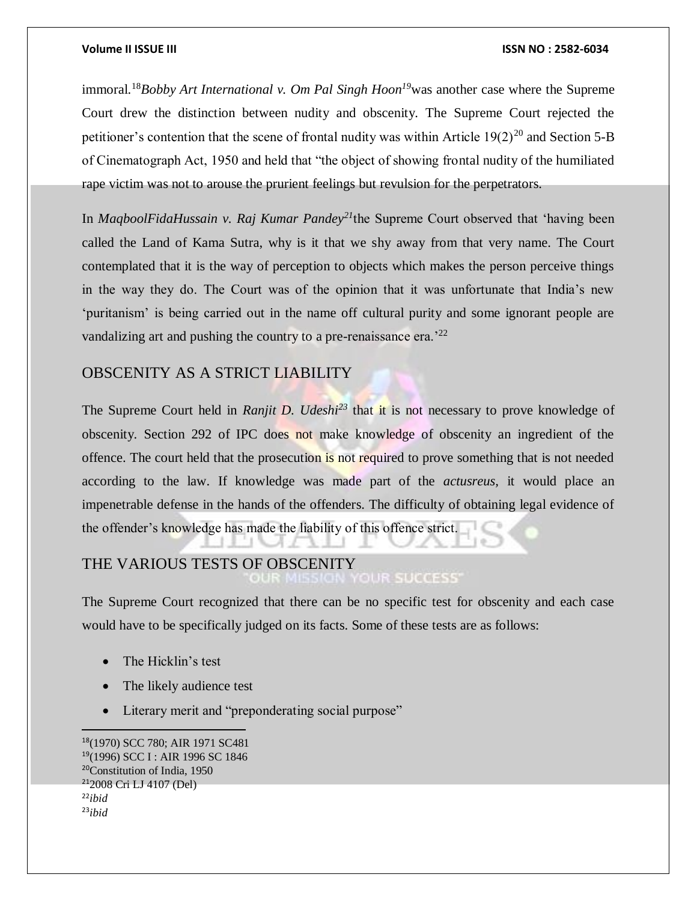immoral.[18]*Bobby Art International v. Om Pal Singh Hoon*[19]was another case where the Supreme Court drew the distinction between nudity and obscenity. The Supreme Court rejected the petitioner's contention that the scene of frontal nudity was within Article 19(2)[20] and Section 5-B of Cinematograph Act, 1950 and held that "the object of showing frontal nudity of the humiliated rape victim was not to arouse the prurient feelings but revulsion for the perpetrators.

In *MaqboolFidaHussain v. Raj Kumar Pandey*[21]the Supreme Court observed that 'having been called the Land of Kama Sutra, why is it that we shy away from that very name. The Court contemplated that it is the way of perception to objects which makes the person perceive things in the way they do. The Court was of the opinion that it was unfortunate that India's new 'puritanism' is being carried out in the name off cultural purity and some ignorant people are vandalizing art and pushing the country to a pre-renaissance era.'[22]

## OBSCENITY AS A STRICT LIABILITY

The Supreme Court held in *Ranjit D. Udeshi*[23] that it is not necessary to prove knowledge of obscenity. Section 292 of IPC does not make knowledge of obscenity an ingredient of the offence. The court held that the prosecution is not required to prove something that is not needed according to the law. If knowledge was made part of the *actusreus*, it would place an impenetrable defense in the hands of the offenders. The difficulty of obtaining legal evidence of the offender's knowledge has made the liability of this offence strict.

## THE VARIOUS TESTS OF OBSCENITY

The Supreme Court recognized that there can be no specific test for obscenity and each case would have to be specifically judged on its facts. Some of these tests are as follows:

- The Hicklin's test
- The likely audience test
- Literary merit and "preponderating social purpose"

---

[18](1970) SCC 780; AIR 1971 SC481
[19](1996) SCC I : AIR 1996 SC 1846
[20]Constitution of India, 1950
[21]2008 Cri LJ 4107 (Del)
[22]*ibid*
[23]*ibid*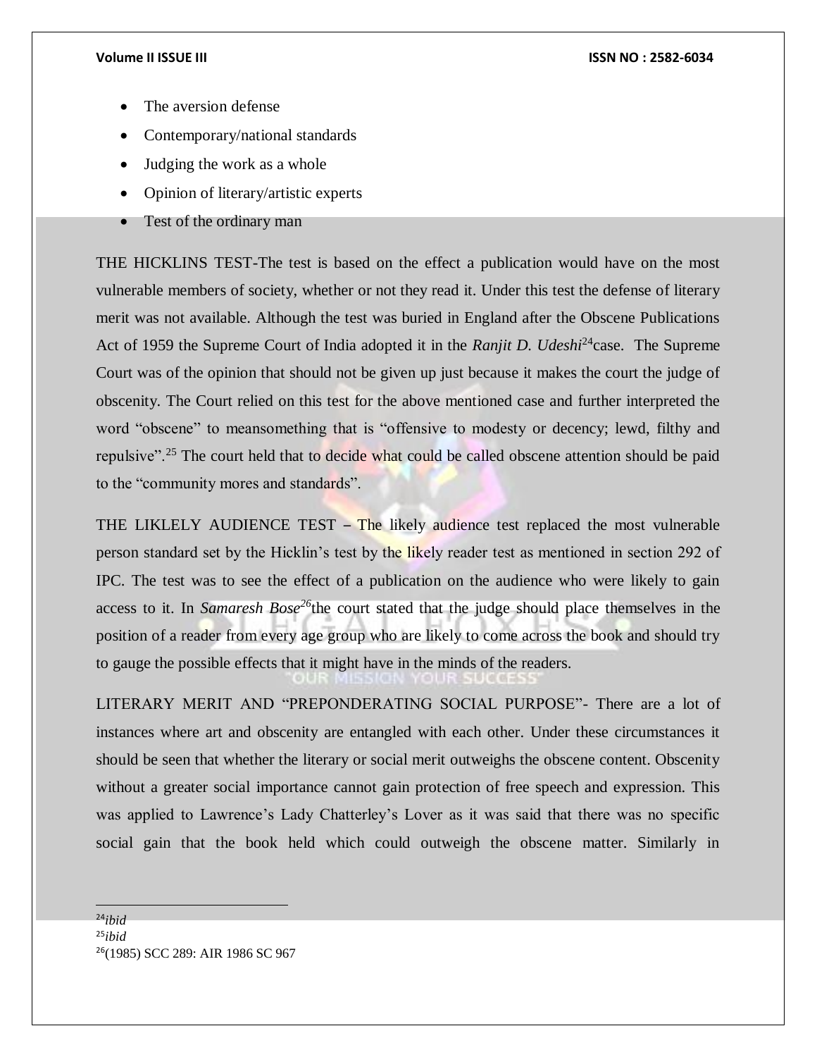- The aversion defense
- Contemporary/national standards
- Judging the work as a whole
- Opinion of literary/artistic experts
- Test of the ordinary man

THE HICKLINS TEST-The test is based on the effect a publication would have on the most vulnerable members of society, whether or not they read it. Under this test the defense of literary merit was not available. Although the test was buried in England after the Obscene Publications Act of 1959 the Supreme Court of India adopted it in the *Ranjit D. Udeshi*[24]case. The Supreme Court was of the opinion that should not be given up just because it makes the court the judge of obscenity. The Court relied on this test for the above mentioned case and further interpreted the word "obscene" to meansomething that is "offensive to modesty or decency; lewd, filthy and repulsive".[25] The court held that to decide what could be called obscene attention should be paid to the "community mores and standards".

THE LIKLELY AUDIENCE TEST – The likely audience test replaced the most vulnerable person standard set by the Hicklin's test by the likely reader test as mentioned in section 292 of IPC. The test was to see the effect of a publication on the audience who were likely to gain access to it. In *Samaresh Bose*[26]the court stated that the judge should place themselves in the position of a reader from every age group who are likely to come across the book and should try to gauge the possible effects that it might have in the minds of the readers.

LITERARY MERIT AND "PREPONDERATING SOCIAL PURPOSE"- There are a lot of instances where art and obscenity are entangled with each other. Under these circumstances it should be seen that whether the literary or social merit outweighs the obscene content. Obscenity without a greater social importance cannot gain protection of free speech and expression. This was applied to Lawrence's Lady Chatterley's Lover as it was said that there was no specific social gain that the book held which could outweigh the obscene matter. Similarly in

---

[24]*ibid*

[25]*ibid*

[26](1985) SCC 289: AIR 1986 SC 967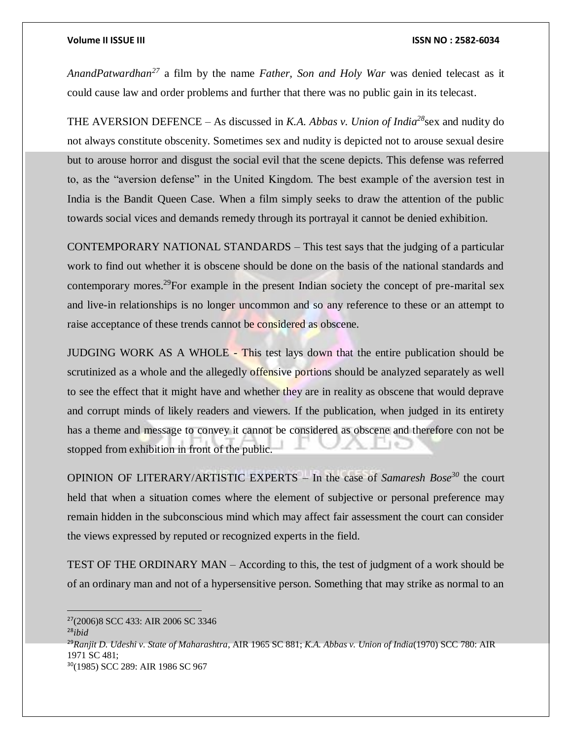*AnandPatwardhan*[27] a film by the name *Father, Son and Holy War* was denied telecast as it could cause law and order problems and further that there was no public gain in its telecast.

THE AVERSION DEFENCE – As discussed in *K.A. Abbas v. Union of India*[28]sex and nudity do not always constitute obscenity. Sometimes sex and nudity is depicted not to arouse sexual desire but to arouse horror and disgust the social evil that the scene depicts. This defense was referred to, as the "aversion defense" in the United Kingdom. The best example of the aversion test in India is the Bandit Queen Case. When a film simply seeks to draw the attention of the public towards social vices and demands remedy through its portrayal it cannot be denied exhibition.

CONTEMPORARY NATIONAL STANDARDS – This test says that the judging of a particular work to find out whether it is obscene should be done on the basis of the national standards and contemporary mores.[29]For example in the present Indian society the concept of pre-marital sex and live-in relationships is no longer uncommon and so any reference to these or an attempt to raise acceptance of these trends cannot be considered as obscene.

JUDGING WORK AS A WHOLE - This test lays down that the entire publication should be scrutinized as a whole and the allegedly offensive portions should be analyzed separately as well to see the effect that it might have and whether they are in reality as obscene that would deprave and corrupt minds of likely readers and viewers. If the publication, when judged in its entirety has a theme and message to convey it cannot be considered as obscene and therefore con not be stopped from exhibition in front of the public.

OPINION OF LITERARY/ARTISTIC EXPERTS – In the case of *Samaresh Bose*[30] the court held that when a situation comes where the element of subjective or personal preference may remain hidden in the subconscious mind which may affect fair assessment the court can consider the views expressed by reputed or recognized experts in the field.

TEST OF THE ORDINARY MAN – According to this, the test of judgment of a work should be of an ordinary man and not of a hypersensitive person. Something that may strike as normal to an

---

[27](2006)8 SCC 433: AIR 2006 SC 3346

[28]*ibid*

[29]*Ranjit D. Udeshi v. State of Maharashtra*, AIR 1965 SC 881; *K.A. Abbas v. Union of India*(1970) SCC 780: AIR 1971 SC 481;

[30](1985) SCC 289: AIR 1986 SC 967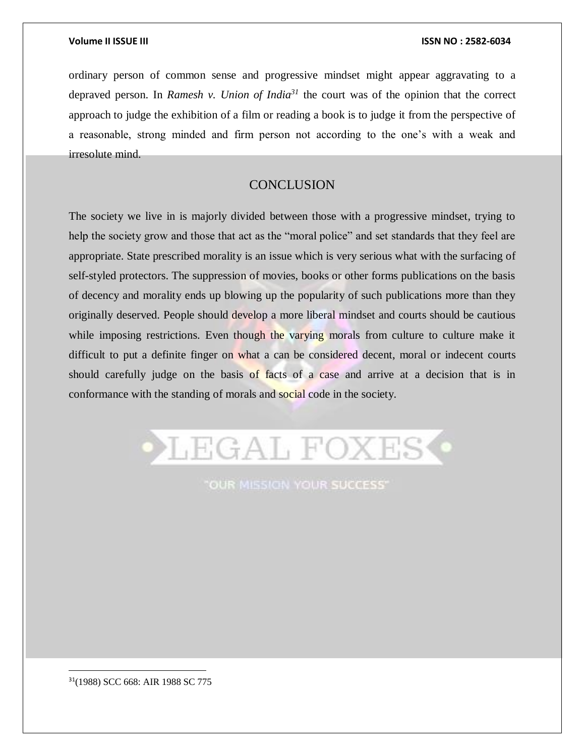ordinary person of common sense and progressive mindset might appear aggravating to a depraved person. In *Ramesh v. Union of India*[31] the court was of the opinion that the correct approach to judge the exhibition of a film or reading a book is to judge it from the perspective of a reasonable, strong minded and firm person not according to the one's with a weak and irresolute mind.

## CONCLUSION

The society we live in is majorly divided between those with a progressive mindset, trying to help the society grow and those that act as the "moral police" and set standards that they feel are appropriate. State prescribed morality is an issue which is very serious what with the surfacing of self-styled protectors. The suppression of movies, books or other forms publications on the basis of decency and morality ends up blowing up the popularity of such publications more than they originally deserved. People should develop a more liberal mindset and courts should be cautious while imposing restrictions. Even though the varying morals from culture to culture make it difficult to put a definite finger on what a can be considered decent, moral or indecent courts should carefully judge on the basis of facts of a case and arrive at a decision that is in conformance with the standing of morals and social code in the society.

---

[31](1988) SCC 668: AIR 1988 SC 775